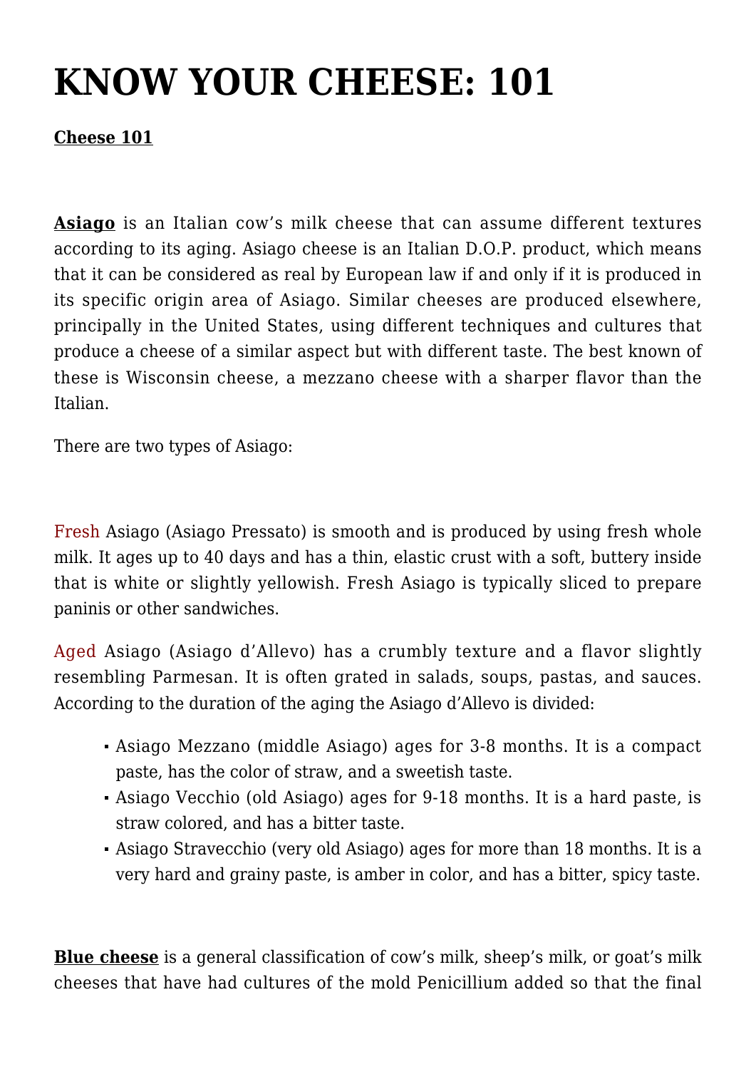# KNOW YOUR CHEESE: 101

**Cheese 101**

**Asiago** is an Italian cow's milk cheese that can assume different textures according to its aging. Asiago cheese is an Italian D.O.P. product, which means that it can be considered as real by European law if and only if it is produced in its specific origin area of Asiago. Similar cheeses are produced elsewhere, principally in the United States, using different techniques and cultures that produce a cheese of a similar aspect but with different taste. The best known of these is Wisconsin cheese, a mezzano cheese with a sharper flavor than the Italian.

There are two types of Asiago:

Fresh Asiago (Asiago Pressato) is smooth and is produced by using fresh whole milk. It ages up to 40 days and has a thin, elastic crust with a soft, buttery inside that is white or slightly yellowish. Fresh Asiago is typically sliced to prepare paninis or other sandwiches.

Aged Asiago (Asiago d'Allevo) has a crumbly texture and a flavor slightly resembling Parmesan. It is often grated in salads, soups, pastas, and sauces. According to the duration of the aging the Asiago d'Allevo is divided:

- Asiago Mezzano (middle Asiago) ages for 3-8 months. It is a compact paste, has the color of straw, and a sweetish taste.
- Asiago Vecchio (old Asiago) ages for 9-18 months. It is a hard paste, is straw colored, and has a bitter taste.
- Asiago Stravecchio (very old Asiago) ages for more than 18 months. It is a very hard and grainy paste, is amber in color, and has a bitter, spicy taste.

**Blue cheese** is a general classification of cow's milk, sheep's milk, or goat's milk cheeses that have had cultures of the mold Penicillium added so that the final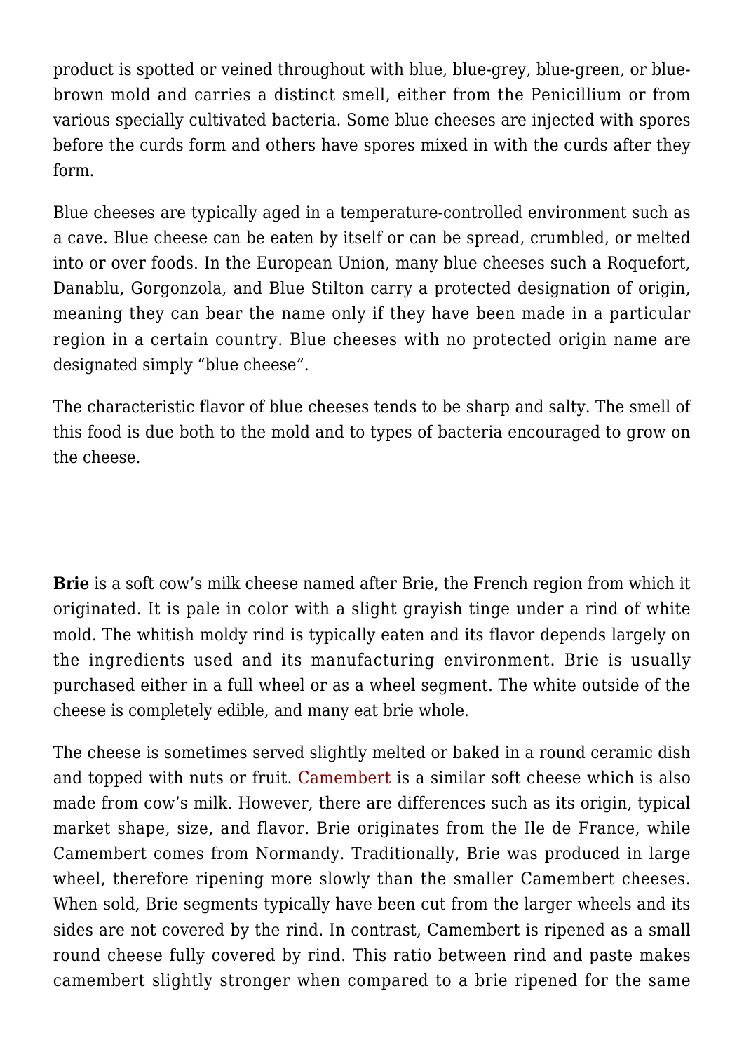product is spotted or veined throughout with blue, blue-grey, blue-green, or blue-brown mold and carries a distinct smell, either from the Penicillium or from various specially cultivated bacteria. Some blue cheeses are injected with spores before the curds form and others have spores mixed in with the curds after they form.

Blue cheeses are typically aged in a temperature-controlled environment such as a cave. Blue cheese can be eaten by itself or can be spread, crumbled, or melted into or over foods. In the European Union, many blue cheeses such a Roquefort, Danablu, Gorgonzola, and Blue Stilton carry a protected designation of origin, meaning they can bear the name only if they have been made in a particular region in a certain country. Blue cheeses with no protected origin name are designated simply "blue cheese".

The characteristic flavor of blue cheeses tends to be sharp and salty. The smell of this food is due both to the mold and to types of bacteria encouraged to grow on the cheese.

**Brie** is a soft cow's milk cheese named after Brie, the French region from which it originated. It is pale in color with a slight grayish tinge under a rind of white mold. The whitish moldy rind is typically eaten and its flavor depends largely on the ingredients used and its manufacturing environment. Brie is usually purchased either in a full wheel or as a wheel segment. The white outside of the cheese is completely edible, and many eat brie whole.

The cheese is sometimes served slightly melted or baked in a round ceramic dish and topped with nuts or fruit. Camembert is a similar soft cheese which is also made from cow's milk. However, there are differences such as its origin, typical market shape, size, and flavor. Brie originates from the Ile de France, while Camembert comes from Normandy. Traditionally, Brie was produced in large wheel, therefore ripening more slowly than the smaller Camembert cheeses. When sold, Brie segments typically have been cut from the larger wheels and its sides are not covered by the rind. In contrast, Camembert is ripened as a small round cheese fully covered by rind. This ratio between rind and paste makes camembert slightly stronger when compared to a brie ripened for the same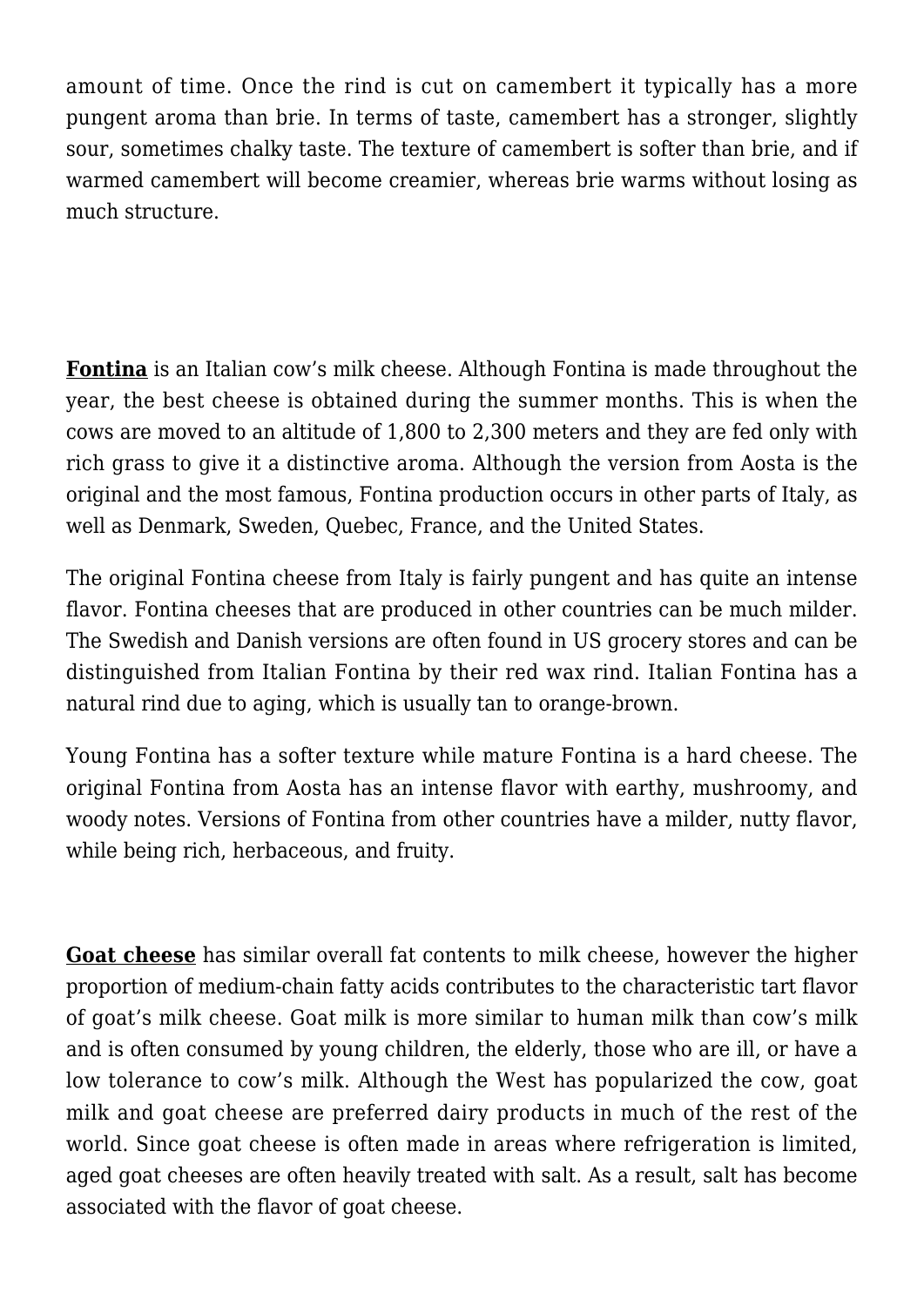amount of time. Once the rind is cut on camembert it typically has a more pungent aroma than brie. In terms of taste, camembert has a stronger, slightly sour, sometimes chalky taste. The texture of camembert is softer than brie, and if warmed camembert will become creamier, whereas brie warms without losing as much structure.

**Fontina** is an Italian cow's milk cheese. Although Fontina is made throughout the year, the best cheese is obtained during the summer months. This is when the cows are moved to an altitude of 1,800 to 2,300 meters and they are fed only with rich grass to give it a distinctive aroma. Although the version from Aosta is the original and the most famous, Fontina production occurs in other parts of Italy, as well as Denmark, Sweden, Quebec, France, and the United States.

The original Fontina cheese from Italy is fairly pungent and has quite an intense flavor. Fontina cheeses that are produced in other countries can be much milder. The Swedish and Danish versions are often found in US grocery stores and can be distinguished from Italian Fontina by their red wax rind. Italian Fontina has a natural rind due to aging, which is usually tan to orange-brown.

Young Fontina has a softer texture while mature Fontina is a hard cheese. The original Fontina from Aosta has an intense flavor with earthy, mushroomy, and woody notes. Versions of Fontina from other countries have a milder, nutty flavor, while being rich, herbaceous, and fruity.

**Goat cheese** has similar overall fat contents to milk cheese, however the higher proportion of medium-chain fatty acids contributes to the characteristic tart flavor of goat's milk cheese. Goat milk is more similar to human milk than cow's milk and is often consumed by young children, the elderly, those who are ill, or have a low tolerance to cow's milk. Although the West has popularized the cow, goat milk and goat cheese are preferred dairy products in much of the rest of the world. Since goat cheese is often made in areas where refrigeration is limited, aged goat cheeses are often heavily treated with salt. As a result, salt has become associated with the flavor of goat cheese.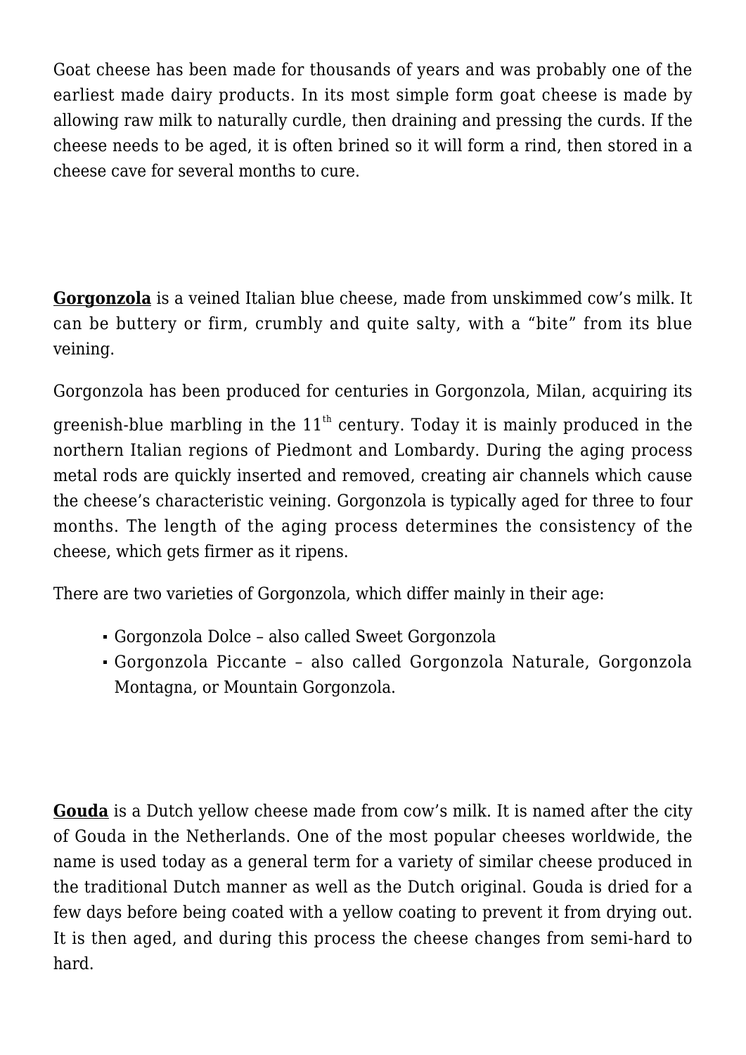Goat cheese has been made for thousands of years and was probably one of the earliest made dairy products. In its most simple form goat cheese is made by allowing raw milk to naturally curdle, then draining and pressing the curds. If the cheese needs to be aged, it is often brined so it will form a rind, then stored in a cheese cave for several months to cure.

**Gorgonzola** is a veined Italian blue cheese, made from unskimmed cow's milk. It can be buttery or firm, crumbly and quite salty, with a "bite" from its blue veining.

Gorgonzola has been produced for centuries in Gorgonzola, Milan, acquiring its greenish-blue marbling in the 11th century. Today it is mainly produced in the northern Italian regions of Piedmont and Lombardy. During the aging process metal rods are quickly inserted and removed, creating air channels which cause the cheese's characteristic veining. Gorgonzola is typically aged for three to four months. The length of the aging process determines the consistency of the cheese, which gets firmer as it ripens.

There are two varieties of Gorgonzola, which differ mainly in their age:

- Gorgonzola Dolce – also called Sweet Gorgonzola
- Gorgonzola Piccante – also called Gorgonzola Naturale, Gorgonzola Montagna, or Mountain Gorgonzola.

**Gouda** is a Dutch yellow cheese made from cow's milk. It is named after the city of Gouda in the Netherlands. One of the most popular cheeses worldwide, the name is used today as a general term for a variety of similar cheese produced in the traditional Dutch manner as well as the Dutch original. Gouda is dried for a few days before being coated with a yellow coating to prevent it from drying out. It is then aged, and during this process the cheese changes from semi-hard to hard.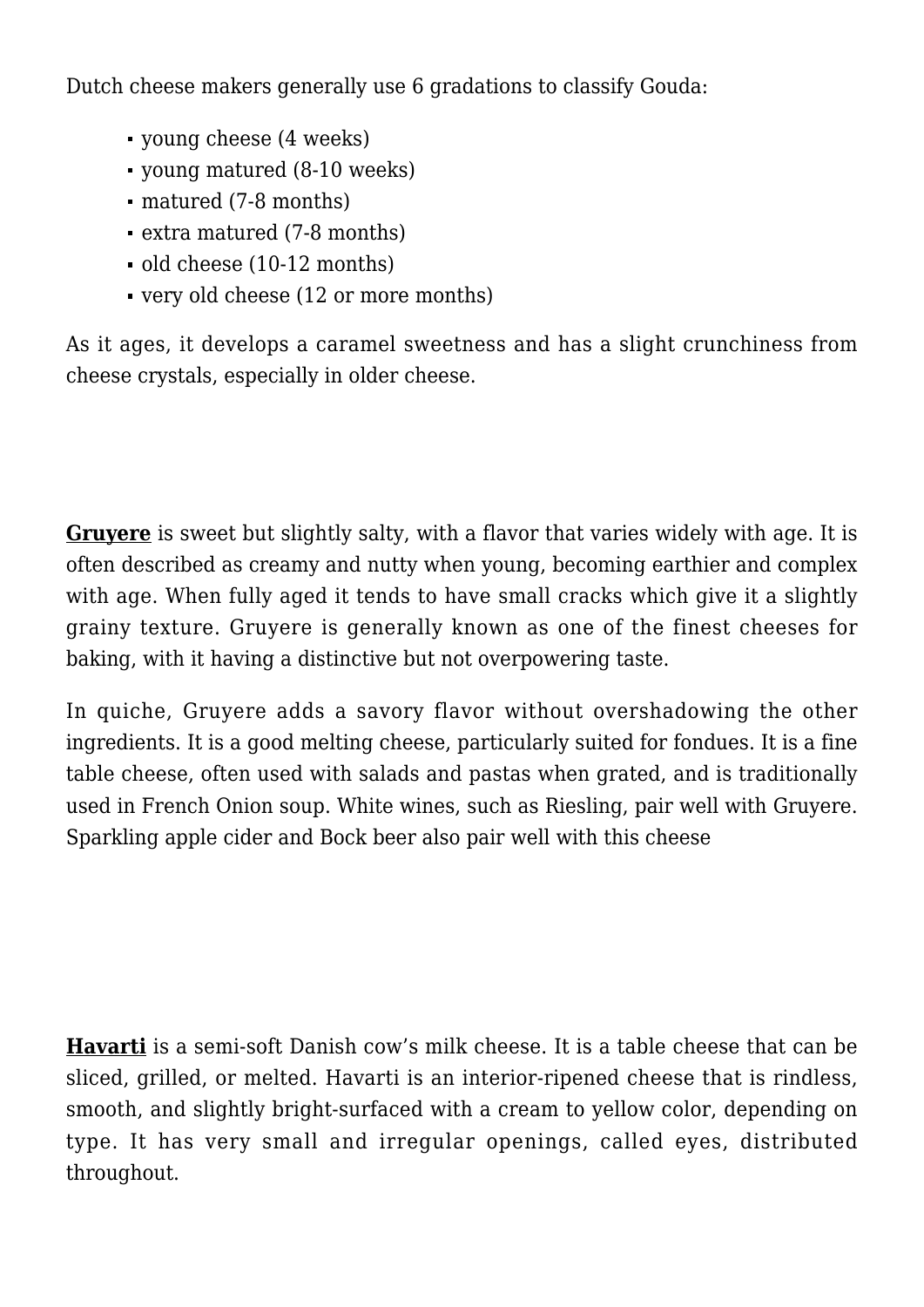Dutch cheese makers generally use 6 gradations to classify Gouda:

- young cheese (4 weeks)
- young matured (8-10 weeks)
- matured (7-8 months)
- extra matured (7-8 months)
- old cheese (10-12 months)
- very old cheese (12 or more months)

As it ages, it develops a caramel sweetness and has a slight crunchiness from cheese crystals, especially in older cheese.

**Gruyere** is sweet but slightly salty, with a flavor that varies widely with age. It is often described as creamy and nutty when young, becoming earthier and complex with age. When fully aged it tends to have small cracks which give it a slightly grainy texture. Gruyere is generally known as one of the finest cheeses for baking, with it having a distinctive but not overpowering taste.

In quiche, Gruyere adds a savory flavor without overshadowing the other ingredients. It is a good melting cheese, particularly suited for fondues. It is a fine table cheese, often used with salads and pastas when grated, and is traditionally used in French Onion soup. White wines, such as Riesling, pair well with Gruyere. Sparkling apple cider and Bock beer also pair well with this cheese

**Havarti** is a semi-soft Danish cow's milk cheese. It is a table cheese that can be sliced, grilled, or melted. Havarti is an interior-ripened cheese that is rindless, smooth, and slightly bright-surfaced with a cream to yellow color, depending on type. It has very small and irregular openings, called eyes, distributed throughout.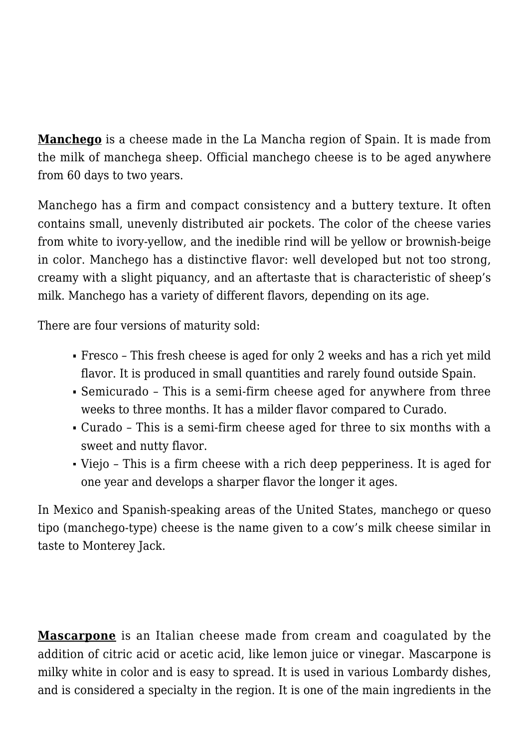**Manchego** is a cheese made in the La Mancha region of Spain. It is made from the milk of manchega sheep. Official manchego cheese is to be aged anywhere from 60 days to two years.

Manchego has a firm and compact consistency and a buttery texture. It often contains small, unevenly distributed air pockets. The color of the cheese varies from white to ivory-yellow, and the inedible rind will be yellow or brownish-beige in color. Manchego has a distinctive flavor: well developed but not too strong, creamy with a slight piquancy, and an aftertaste that is characteristic of sheep's milk. Manchego has a variety of different flavors, depending on its age.

There are four versions of maturity sold:

- Fresco – This fresh cheese is aged for only 2 weeks and has a rich yet mild flavor. It is produced in small quantities and rarely found outside Spain.
- Semicurado – This is a semi-firm cheese aged for anywhere from three weeks to three months. It has a milder flavor compared to Curado.
- Curado – This is a semi-firm cheese aged for three to six months with a sweet and nutty flavor.
- Viejo – This is a firm cheese with a rich deep pepperiness. It is aged for one year and develops a sharper flavor the longer it ages.

In Mexico and Spanish-speaking areas of the United States, manchego or queso tipo (manchego-type) cheese is the name given to a cow's milk cheese similar in taste to Monterey Jack.

**Mascarpone** is an Italian cheese made from cream and coagulated by the addition of citric acid or acetic acid, like lemon juice or vinegar. Mascarpone is milky white in color and is easy to spread. It is used in various Lombardy dishes, and is considered a specialty in the region. It is one of the main ingredients in the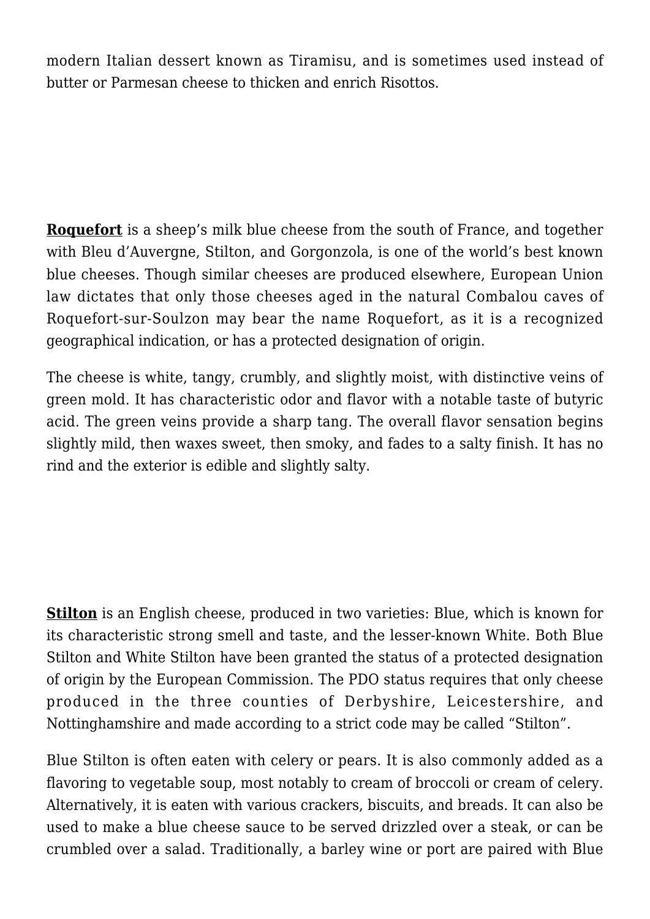modern Italian dessert known as Tiramisu, and is sometimes used instead of butter or Parmesan cheese to thicken and enrich Risottos.

**Roquefort** is a sheep's milk blue cheese from the south of France, and together with Bleu d'Auvergne, Stilton, and Gorgonzola, is one of the world's best known blue cheeses. Though similar cheeses are produced elsewhere, European Union law dictates that only those cheeses aged in the natural Combalou caves of Roquefort-sur-Soulzon may bear the name Roquefort, as it is a recognized geographical indication, or has a protected designation of origin.

The cheese is white, tangy, crumbly, and slightly moist, with distinctive veins of green mold. It has characteristic odor and flavor with a notable taste of butyric acid. The green veins provide a sharp tang. The overall flavor sensation begins slightly mild, then waxes sweet, then smoky, and fades to a salty finish. It has no rind and the exterior is edible and slightly salty.

**Stilton** is an English cheese, produced in two varieties: Blue, which is known for its characteristic strong smell and taste, and the lesser-known White. Both Blue Stilton and White Stilton have been granted the status of a protected designation of origin by the European Commission. The PDO status requires that only cheese produced in the three counties of Derbyshire, Leicestershire, and Nottinghamshire and made according to a strict code may be called "Stilton".

Blue Stilton is often eaten with celery or pears. It is also commonly added as a flavoring to vegetable soup, most notably to cream of broccoli or cream of celery. Alternatively, it is eaten with various crackers, biscuits, and breads. It can also be used to make a blue cheese sauce to be served drizzled over a steak, or can be crumbled over a salad. Traditionally, a barley wine or port are paired with Blue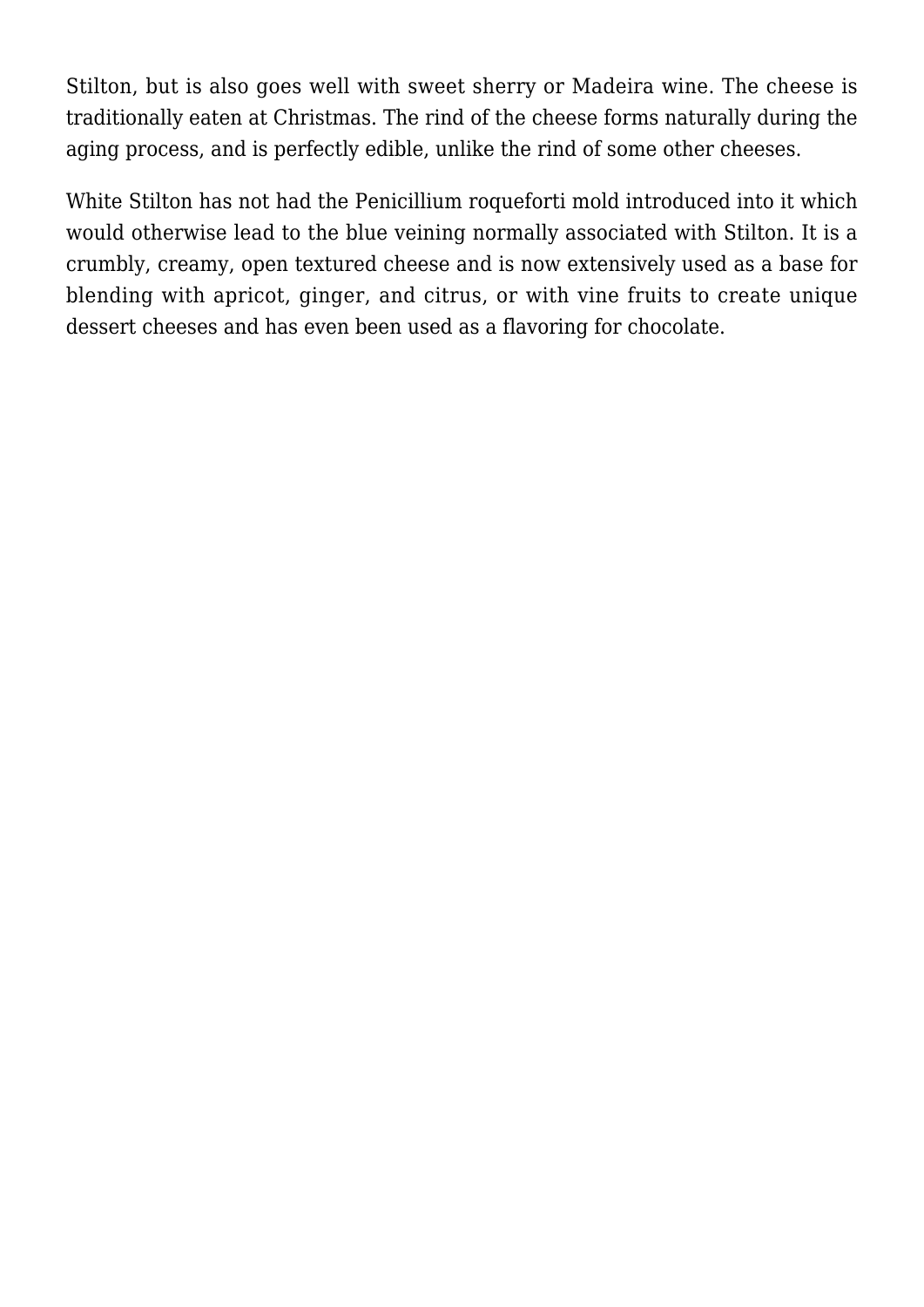Stilton, but is also goes well with sweet sherry or Madeira wine. The cheese is traditionally eaten at Christmas. The rind of the cheese forms naturally during the aging process, and is perfectly edible, unlike the rind of some other cheeses.

White Stilton has not had the Penicillium roqueforti mold introduced into it which would otherwise lead to the blue veining normally associated with Stilton. It is a crumbly, creamy, open textured cheese and is now extensively used as a base for blending with apricot, ginger, and citrus, or with vine fruits to create unique dessert cheeses and has even been used as a flavoring for chocolate.